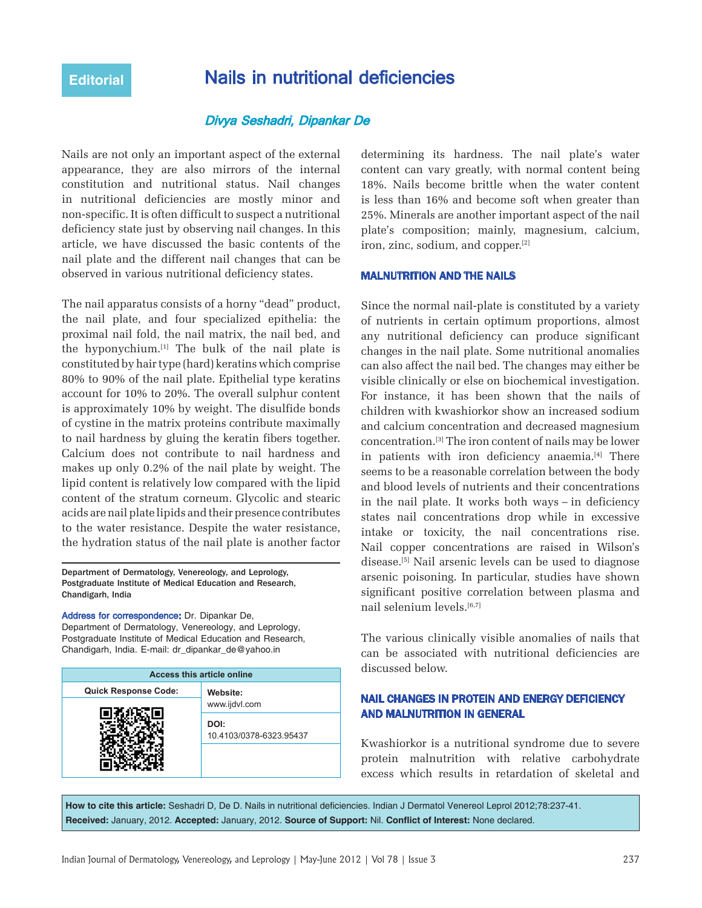Editorial

# Nails in nutritional deficiencies

*Divya Seshadri, Dipankar De*

Nails are not only an important aspect of the external appearance, they are also mirrors of the internal constitution and nutritional status. Nail changes in nutritional deficiencies are mostly minor and non-specific. It is often difficult to suspect a nutritional deficiency state just by observing nail changes. In this article, we have discussed the basic contents of the nail plate and the different nail changes that can be observed in various nutritional deficiency states.

The nail apparatus consists of a horny "dead" product, the nail plate, and four specialized epithelia: the proximal nail fold, the nail matrix, the nail bed, and the hyponychium.[1] The bulk of the nail plate is constituted by hair type (hard) keratins which comprise 80% to 90% of the nail plate. Epithelial type keratins account for 10% to 20%. The overall sulphur content is approximately 10% by weight. The disulfide bonds of cystine in the matrix proteins contribute maximally to nail hardness by gluing the keratin fibers together. Calcium does not contribute to nail hardness and makes up only 0.2% of the nail plate by weight. The lipid content is relatively low compared with the lipid content of the stratum corneum. Glycolic and stearic acids are nail plate lipids and their presence contributes to the water resistance. Despite the water resistance, the hydration status of the nail plate is another factor determining its hardness. The nail plate's water content can vary greatly, with normal content being 18%. Nails become brittle when the water content is less than 16% and become soft when greater than 25%. Minerals are another important aspect of the nail plate's composition; mainly, magnesium, calcium, iron, zinc, sodium, and copper.[2]

## MALNUTRITION AND THE NAILS

Since the normal nail-plate is constituted by a variety of nutrients in certain optimum proportions, almost any nutritional deficiency can produce significant changes in the nail plate. Some nutritional anomalies can also affect the nail bed. The changes may either be visible clinically or else on biochemical investigation. For instance, it has been shown that the nails of children with kwashiorkor show an increased sodium and calcium concentration and decreased magnesium concentration.[3] The iron content of nails may be lower in patients with iron deficiency anaemia.[4] There seems to be a reasonable correlation between the body and blood levels of nutrients and their concentrations in the nail plate. It works both ways – in deficiency states nail concentrations drop while in excessive intake or toxicity, the nail concentrations rise. Nail copper concentrations are raised in Wilson's disease.[5] Nail arsenic levels can be used to diagnose arsenic poisoning. In particular, studies have shown significant positive correlation between plasma and nail selenium levels.[6,7]

The various clinically visible anomalies of nails that can be associated with nutritional deficiencies are discussed below.

## NAIL CHANGES IN PROTEIN AND ENERGY DEFICIENCY AND MALNUTRITION IN GENERAL

Kwashiorkor is a nutritional syndrome due to severe protein malnutrition with relative carbohydrate excess which results in retardation of skeletal and

Department of Dermatology, Venereology, and Leprology, Postgraduate Institute of Medical Education and Research, Chandigarh, India

**Address for correspondence:** Dr. Dipankar De, Department of Dermatology, Venereology, and Leprology, Postgraduate Institute of Medical Education and Research, Chandigarh, India. E-mail: dr_dipankar_de@yahoo.in

| Access this article online | |
|---|---|
| Quick Response Code: | Website: www.ijdvl.com |
| | DOI: 10.4103/0378-6323.95437 |

**How to cite this article:** Seshadri D, De D. Nails in nutritional deficiencies. Indian J Dermatol Venereol Leprol 2012;78:237-41.
**Received:** January, 2012. **Accepted:** January, 2012. **Source of Support:** Nil. **Conflict of Interest:** None declared.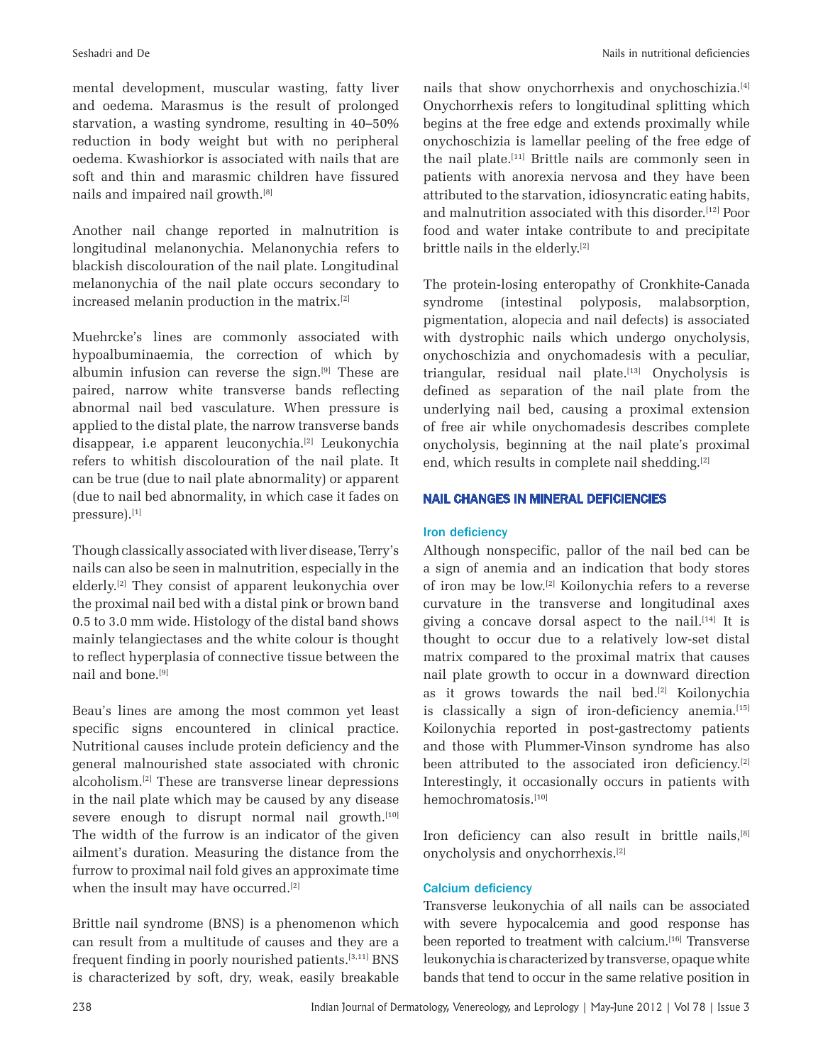mental development, muscular wasting, fatty liver and oedema. Marasmus is the result of prolonged starvation, a wasting syndrome, resulting in 40–50% reduction in body weight but with no peripheral oedema. Kwashiorkor is associated with nails that are soft and thin and marasmic children have fissured nails and impaired nail growth.[8]

Another nail change reported in malnutrition is longitudinal melanonychia. Melanonychia refers to blackish discolouration of the nail plate. Longitudinal melanonychia of the nail plate occurs secondary to increased melanin production in the matrix.[2]

Muehrcke's lines are commonly associated with hypoalbuminaemia, the correction of which by albumin infusion can reverse the sign.[9] These are paired, narrow white transverse bands reflecting abnormal nail bed vasculature. When pressure is applied to the distal plate, the narrow transverse bands disappear, i.e apparent leuconychia.[2] Leukonychia refers to whitish discolouration of the nail plate. It can be true (due to nail plate abnormality) or apparent (due to nail bed abnormality, in which case it fades on pressure).[1]

Though classically associated with liver disease, Terry's nails can also be seen in malnutrition, especially in the elderly.[2] They consist of apparent leukonychia over the proximal nail bed with a distal pink or brown band 0.5 to 3.0 mm wide. Histology of the distal band shows mainly telangiectases and the white colour is thought to reflect hyperplasia of connective tissue between the nail and bone.[9]

Beau's lines are among the most common yet least specific signs encountered in clinical practice. Nutritional causes include protein deficiency and the general malnourished state associated with chronic alcoholism.[2] These are transverse linear depressions in the nail plate which may be caused by any disease severe enough to disrupt normal nail growth.[10] The width of the furrow is an indicator of the given ailment's duration. Measuring the distance from the furrow to proximal nail fold gives an approximate time when the insult may have occurred.[2]

Brittle nail syndrome (BNS) is a phenomenon which can result from a multitude of causes and they are a frequent finding in poorly nourished patients.[3,11] BNS is characterized by soft, dry, weak, easily breakable nails that show onychorrhexis and onychoschizia.[4] Onychorrhexis refers to longitudinal splitting which begins at the free edge and extends proximally while onychoschizia is lamellar peeling of the free edge of the nail plate.[11] Brittle nails are commonly seen in patients with anorexia nervosa and they have been attributed to the starvation, idiosyncratic eating habits, and malnutrition associated with this disorder.[12] Poor food and water intake contribute to and precipitate brittle nails in the elderly.[2]

The protein-losing enteropathy of Cronkhite-Canada syndrome (intestinal polyposis, malabsorption, pigmentation, alopecia and nail defects) is associated with dystrophic nails which undergo onycholysis, onychoschizia and onychomadesis with a peculiar, triangular, residual nail plate.[13] Onycholysis is defined as separation of the nail plate from the underlying nail bed, causing a proximal extension of free air while onychomadesis describes complete onycholysis, beginning at the nail plate's proximal end, which results in complete nail shedding.[2]

## NAIL CHANGES IN MINERAL DEFICIENCIES

### Iron deficiency

Although nonspecific, pallor of the nail bed can be a sign of anemia and an indication that body stores of iron may be low.[2] Koilonychia refers to a reverse curvature in the transverse and longitudinal axes giving a concave dorsal aspect to the nail.[14] It is thought to occur due to a relatively low-set distal matrix compared to the proximal matrix that causes nail plate growth to occur in a downward direction as it grows towards the nail bed.[2] Koilonychia is classically a sign of iron-deficiency anemia.[15] Koilonychia reported in post-gastrectomy patients and those with Plummer-Vinson syndrome has also been attributed to the associated iron deficiency.[2] Interestingly, it occasionally occurs in patients with hemochromatosis.[10]

Iron deficiency can also result in brittle nails,[8] onycholysis and onychorrhexis.[2]

### Calcium deficiency

Transverse leukonychia of all nails can be associated with severe hypocalcemia and good response has been reported to treatment with calcium.[16] Transverse leukonychia is characterized by transverse, opaque white bands that tend to occur in the same relative position in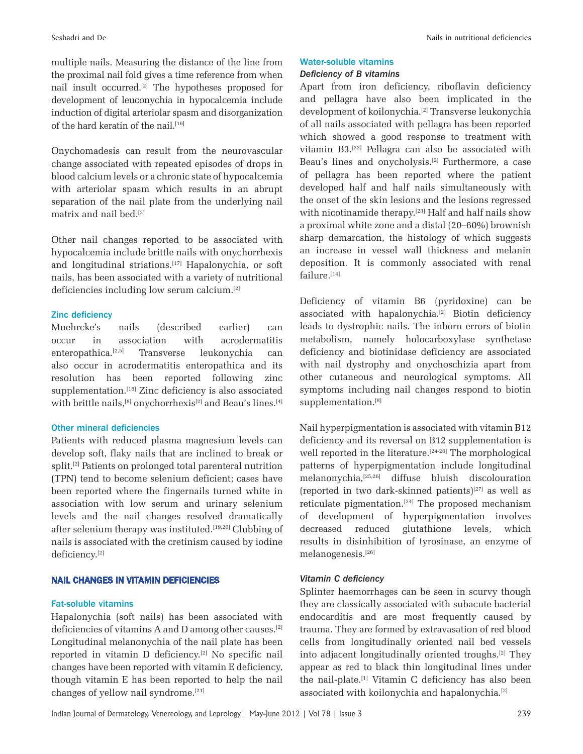multiple nails. Measuring the distance of the line from the proximal nail fold gives a time reference from when nail insult occurred.[2] The hypotheses proposed for development of leuconychia in hypocalcemia include induction of digital arteriolar spasm and disorganization of the hard keratin of the nail.[16]

Onychomadesis can result from the neurovascular change associated with repeated episodes of drops in blood calcium levels or a chronic state of hypocalcemia with arteriolar spasm which results in an abrupt separation of the nail plate from the underlying nail matrix and nail bed.[2]

Other nail changes reported to be associated with hypocalcemia include brittle nails with onychorrhexis and longitudinal striations.[17] Hapalonychia, or soft nails, has been associated with a variety of nutritional deficiencies including low serum calcium.[2]

### Zinc deficiency

Muehrcke's nails (described earlier) can occur in association with acrodermatitis enteropathica.[2,5] Transverse leukonychia can also occur in acrodermatitis enteropathica and its resolution has been reported following zinc supplementation.[18] Zinc deficiency is also associated with brittle nails,[8] onychorrhexis[2] and Beau's lines.[4]

### Other mineral deficiencies

Patients with reduced plasma magnesium levels can develop soft, flaky nails that are inclined to break or split.[2] Patients on prolonged total parenteral nutrition (TPN) tend to become selenium deficient; cases have been reported where the fingernails turned white in association with low serum and urinary selenium levels and the nail changes resolved dramatically after selenium therapy was instituted.[19,20] Clubbing of nails is associated with the cretinism caused by iodine deficiency.[2]

## NAIL CHANGES IN VITAMIN DEFICIENCIES

### Fat-soluble vitamins

Hapalonychia (soft nails) has been associated with deficiencies of vitamins A and D among other causes.[2] Longitudinal melanonychia of the nail plate has been reported in vitamin D deficiency.[2] No specific nail changes have been reported with vitamin E deficiency, though vitamin E has been reported to help the nail changes of yellow nail syndrome.[21]

### Water-soluble vitamins

#### *Deficiency of B vitamins*

Apart from iron deficiency, riboflavin deficiency and pellagra have also been implicated in the development of koilonychia.[2] Transverse leukonychia of all nails associated with pellagra has been reported which showed a good response to treatment with vitamin B3.[22] Pellagra can also be associated with Beau's lines and onycholysis.[2] Furthermore, a case of pellagra has been reported where the patient developed half and half nails simultaneously with the onset of the skin lesions and the lesions regressed with nicotinamide therapy.[23] Half and half nails show a proximal white zone and a distal (20–60%) brownish sharp demarcation, the histology of which suggests an increase in vessel wall thickness and melanin deposition. It is commonly associated with renal failure.[14]

Deficiency of vitamin B6 (pyridoxine) can be associated with hapalonychia.[2] Biotin deficiency leads to dystrophic nails. The inborn errors of biotin metabolism, namely holocarboxylase synthetase deficiency and biotinidase deficiency are associated with nail dystrophy and onychoschizia apart from other cutaneous and neurological symptoms. All symptoms including nail changes respond to biotin supplementation.[8]

Nail hyperpigmentation is associated with vitamin B12 deficiency and its reversal on B12 supplementation is well reported in the literature.[24-26] The morphological patterns of hyperpigmentation include longitudinal melanonychia,[25,26] diffuse bluish discolouration (reported in two dark-skinned patients)[27] as well as reticulate pigmentation.[24] The proposed mechanism of development of hyperpigmentation involves decreased reduced glutathione levels, which results in disinhibition of tyrosinase, an enzyme of melanogenesis.[26]

#### *Vitamin C deficiency*

Splinter haemorrhages can be seen in scurvy though they are classically associated with subacute bacterial endocarditis and are most frequently caused by trauma. They are formed by extravasation of red blood cells from longitudinally oriented nail bed vessels into adjacent longitudinally oriented troughs.[2] They appear as red to black thin longitudinal lines under the nail-plate.[1] Vitamin C deficiency has also been associated with koilonychia and hapalonychia.[2]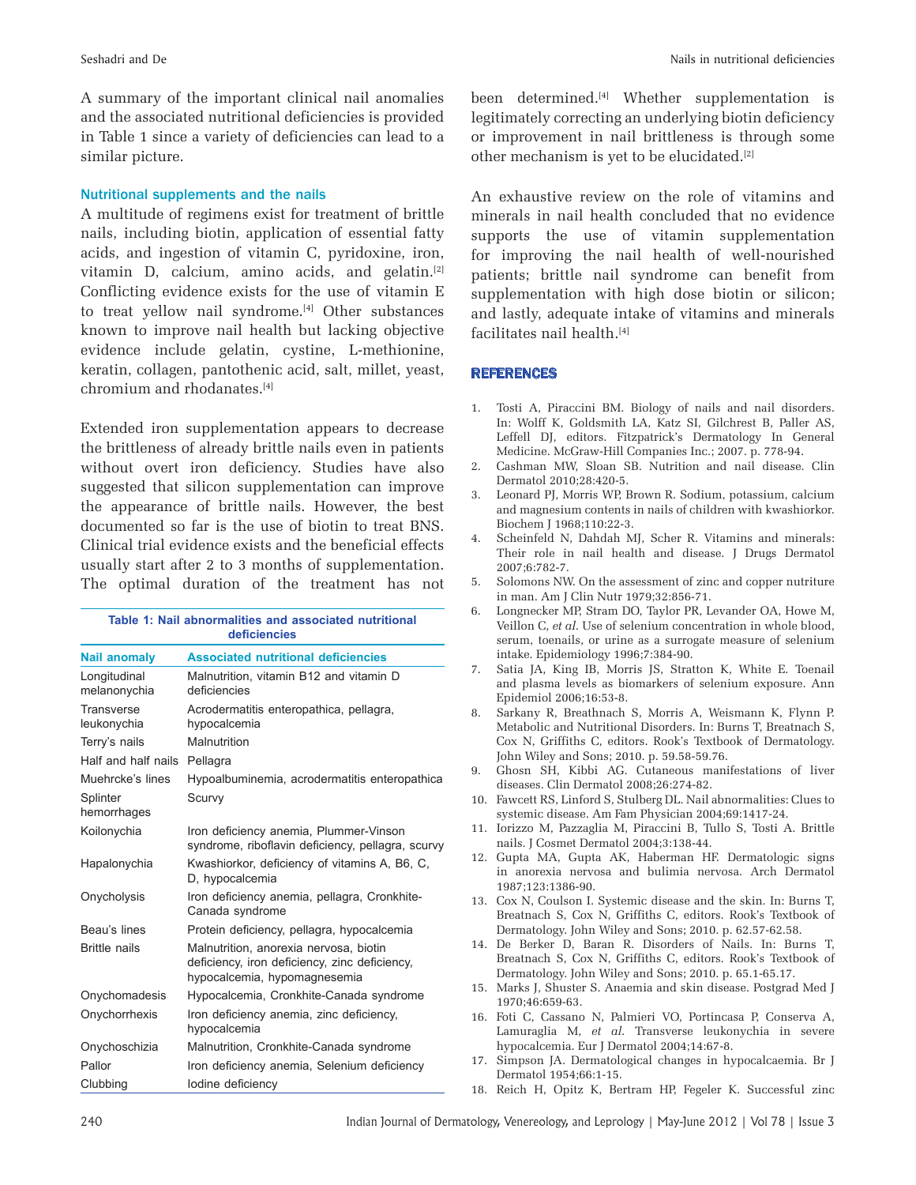A summary of the important clinical nail anomalies and the associated nutritional deficiencies is provided in Table 1 since a variety of deficiencies can lead to a similar picture.

### Nutritional supplements and the nails

A multitude of regimens exist for treatment of brittle nails, including biotin, application of essential fatty acids, and ingestion of vitamin C, pyridoxine, iron, vitamin D, calcium, amino acids, and gelatin.[2] Conflicting evidence exists for the use of vitamin E to treat yellow nail syndrome.[4] Other substances known to improve nail health but lacking objective evidence include gelatin, cystine, L-methionine, keratin, collagen, pantothenic acid, salt, millet, yeast, chromium and rhodanates.[4]

Extended iron supplementation appears to decrease the brittleness of already brittle nails even in patients without overt iron deficiency. Studies have also suggested that silicon supplementation can improve the appearance of brittle nails. However, the best documented so far is the use of biotin to treat BNS. Clinical trial evidence exists and the beneficial effects usually start after 2 to 3 months of supplementation. The optimal duration of the treatment has not been determined.[4] Whether supplementation is legitimately correcting an underlying biotin deficiency or improvement in nail brittleness is through some other mechanism is yet to be elucidated.[2]

An exhaustive review on the role of vitamins and minerals in nail health concluded that no evidence supports the use of vitamin supplementation for improving the nail health of well-nourished patients; brittle nail syndrome can benefit from supplementation with high dose biotin or silicon; and lastly, adequate intake of vitamins and minerals facilitates nail health.[4]

**Table 1: Nail abnormalities and associated nutritional deficiencies**

| Nail anomaly | Associated nutritional deficiencies |
|---|---|
| Longitudinal melanonychia | Malnutrition, vitamin B12 and vitamin D deficiencies |
| Transverse leukonychia | Acrodermatitis enteropathica, pellagra, hypocalcemia |
| Terry's nails | Malnutrition |
| Half and half nails | Pellagra |
| Muehrcke's lines | Hypoalbuminemia, acrodermatitis enteropathica |
| Splinter hemorrhages | Scurvy |
| Koilonychia | Iron deficiency anemia, Plummer-Vinson syndrome, riboflavin deficiency, pellagra, scurvy |
| Hapalonychia | Kwashiorkor, deficiency of vitamins A, B6, C, D, hypocalcemia |
| Onycholysis | Iron deficiency anemia, pellagra, Cronkhite-Canada syndrome |
| Beau's lines | Protein deficiency, pellagra, hypocalcemia |
| Brittle nails | Malnutrition, anorexia nervosa, biotin deficiency, iron deficiency, zinc deficiency, hypocalcemia, hypomagnesemia |
| Onychomadesis | Hypocalcemia, Cronkhite-Canada syndrome |
| Onychorrhexis | Iron deficiency anemia, zinc deficiency, hypocalcemia |
| Onychoschizia | Malnutrition, Cronkhite-Canada syndrome |
| Pallor | Iron deficiency anemia, Selenium deficiency |
| Clubbing | Iodine deficiency |

## REFERENCES

1. Tosti A, Piraccini BM. Biology of nails and nail disorders. In: Wolff K, Goldsmith LA, Katz SI, Gilchrest B, Paller AS, Leffell DJ, editors. Fitzpatrick's Dermatology In General Medicine. McGraw-Hill Companies Inc.; 2007. p. 778-94.
2. Cashman MW, Sloan SB. Nutrition and nail disease. Clin Dermatol 2010;28:420-5.
3. Leonard PJ, Morris WP, Brown R. Sodium, potassium, calcium and magnesium contents in nails of children with kwashiorkor. Biochem J 1968;110:22-3.
4. Scheinfeld N, Dahdah MJ, Scher R. Vitamins and minerals: Their role in nail health and disease. J Drugs Dermatol 2007;6:782-7.
5. Solomons NW. On the assessment of zinc and copper nutriture in man. Am J Clin Nutr 1979;32:856-71.
6. Longnecker MP, Stram DO, Taylor PR, Levander OA, Howe M, Veillon C, *et al*. Use of selenium concentration in whole blood, serum, toenails, or urine as a surrogate measure of selenium intake. Epidemiology 1996;7:384-90.
7. Satia JA, King IB, Morris JS, Stratton K, White E. Toenail and plasma levels as biomarkers of selenium exposure. Ann Epidemiol 2006;16:53-8.
8. Sarkany R, Breathnach S, Morris A, Weismann K, Flynn P. Metabolic and Nutritional Disorders. In: Burns T, Breatnach S, Cox N, Griffiths C, editors. Rook's Textbook of Dermatology. John Wiley and Sons; 2010. p. 59.58-59.76.
9. Ghosn SH, Kibbi AG. Cutaneous manifestations of liver diseases. Clin Dermatol 2008;26:274-82.
10. Fawcett RS, Linford S, Stulberg DL. Nail abnormalities: Clues to systemic disease. Am Fam Physician 2004;69:1417-24.
11. Iorizzo M, Pazzaglia M, Piraccini B, Tullo S, Tosti A. Brittle nails. J Cosmet Dermatol 2004;3:138-44.
12. Gupta MA, Gupta AK, Haberman HF. Dermatologic signs in anorexia nervosa and bulimia nervosa. Arch Dermatol 1987;123:1386-90.
13. Cox N, Coulson I. Systemic disease and the skin. In: Burns T, Breatnach S, Cox N, Griffiths C, editors. Rook's Textbook of Dermatology. John Wiley and Sons; 2010. p. 62.57-62.58.
14. De Berker D, Baran R. Disorders of Nails. In: Burns T, Breatnach S, Cox N, Griffiths C, editors. Rook's Textbook of Dermatology. John Wiley and Sons; 2010. p. 65.1-65.17.
15. Marks J, Shuster S. Anaemia and skin disease. Postgrad Med J 1970;46:659-63.
16. Foti C, Cassano N, Palmieri VO, Portincasa P, Conserva A, Lamuraglia M, *et al*. Transverse leukonychia in severe hypocalcemia. Eur J Dermatol 2004;14:67-8.
17. Simpson JA. Dermatological changes in hypocalcaemia. Br J Dermatol 1954;66:1-15.
18. Reich H, Opitz K, Bertram HP, Fegeler K. Successful zinc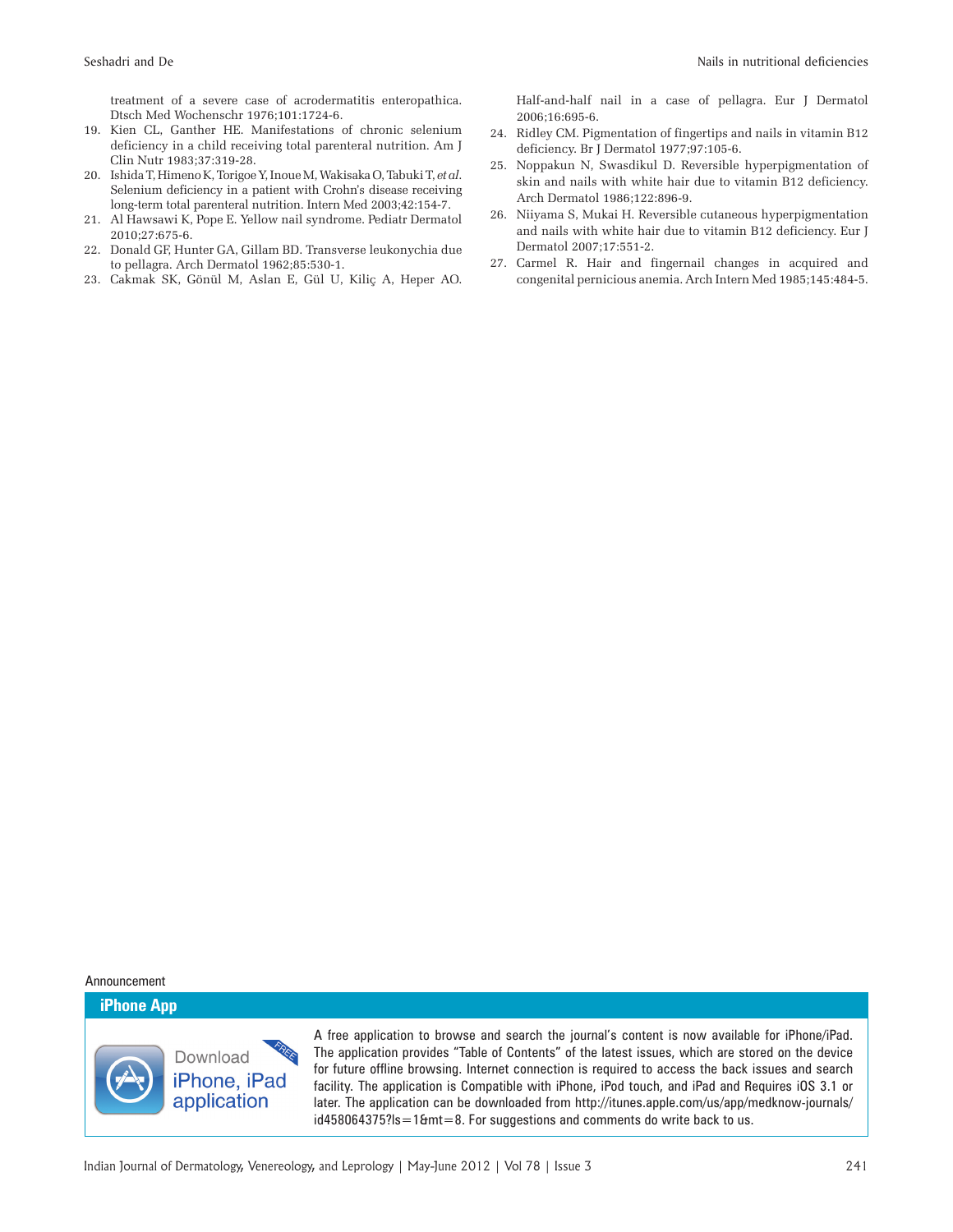treatment of a severe case of acrodermatitis enteropathica. Dtsch Med Wochenschr 1976;101:1724-6.

19. Kien CL, Ganther HE. Manifestations of chronic selenium deficiency in a child receiving total parenteral nutrition. Am J Clin Nutr 1983;37:319-28.
20. Ishida T, Himeno K, Torigoe Y, Inoue M, Wakisaka O, Tabuki T, *et al*. Selenium deficiency in a patient with Crohn's disease receiving long-term total parenteral nutrition. Intern Med 2003;42:154-7.
21. Al Hawsawi K, Pope E. Yellow nail syndrome. Pediatr Dermatol 2010;27:675-6.
22. Donald GF, Hunter GA, Gillam BD. Transverse leukonychia due to pellagra. Arch Dermatol 1962;85:530-1.
23. Cakmak SK, Gönül M, Aslan E, Gül U, Kiliç A, Heper AO. Half-and-half nail in a case of pellagra. Eur J Dermatol 2006;16:695-6.
24. Ridley CM. Pigmentation of fingertips and nails in vitamin B12 deficiency. Br J Dermatol 1977;97:105-6.
25. Noppakun N, Swasdikul D. Reversible hyperpigmentation of skin and nails with white hair due to vitamin B12 deficiency. Arch Dermatol 1986;122:896-9.
26. Niiyama S, Mukai H. Reversible cutaneous hyperpigmentation and nails with white hair due to vitamin B12 deficiency. Eur J Dermatol 2007;17:551-2.
27. Carmel R. Hair and fingernail changes in acquired and congenital pernicious anemia. Arch Intern Med 1985;145:484-5.

Announcement

## iPhone App

Download FREE iPhone, iPad application

A free application to browse and search the journal's content is now available for iPhone/iPad. The application provides "Table of Contents" of the latest issues, which are stored on the device for future offline browsing. Internet connection is required to access the back issues and search facility. The application is Compatible with iPhone, iPod touch, and iPad and Requires iOS 3.1 or later. The application can be downloaded from http://itunes.apple.com/us/app/medknow-journals/id458064375?ls=1&mt=8. For suggestions and comments do write back to us.